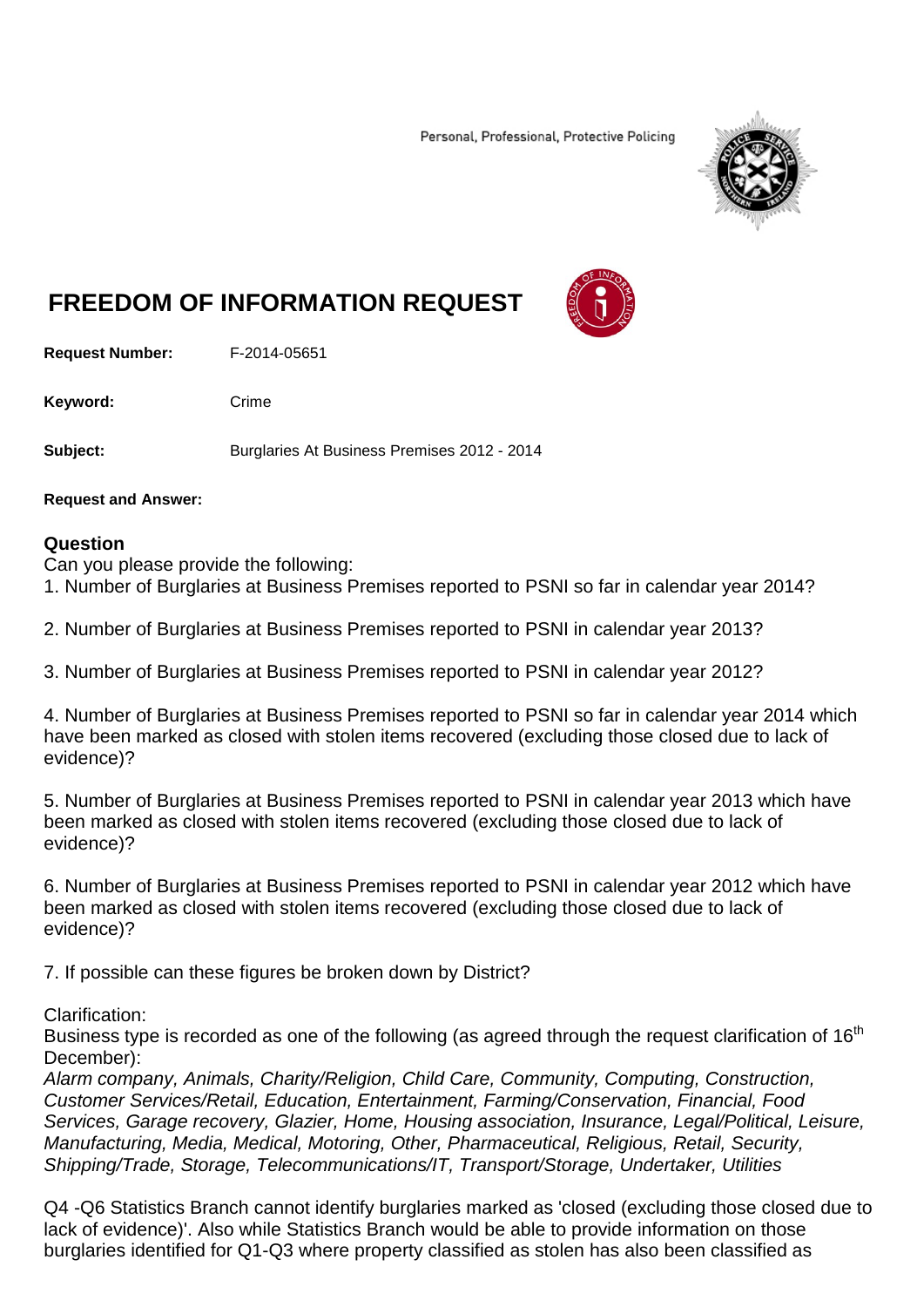Personal, Professional, Protective Policing

# FREEDOM OF INFORMATION REQUEST

**Request Number:** F-2014-05651

**Keyword:** Crime

**Subject:** Burglaries At Business Premises 2012 - 2014

**Request and Answer:**

## Question

Can you please provide the following:

1. Number of Burglaries at Business Premises reported to PSNI so far in calendar year 2014?

2. Number of Burglaries at Business Premises reported to PSNI in calendar year 2013?

3. Number of Burglaries at Business Premises reported to PSNI in calendar year 2012?

4. Number of Burglaries at Business Premises reported to PSNI so far in calendar year 2014 which have been marked as closed with stolen items recovered (excluding those closed due to lack of evidence)?

5. Number of Burglaries at Business Premises reported to PSNI in calendar year 2013 which have been marked as closed with stolen items recovered (excluding those closed due to lack of evidence)?

6. Number of Burglaries at Business Premises reported to PSNI in calendar year 2012 which have been marked as closed with stolen items recovered (excluding those closed due to lack of evidence)?

7. If possible can these figures be broken down by District?

Clarification:

Business type is recorded as one of the following (as agreed through the request clarification of 16th December):

*Alarm company, Animals, Charity/Religion, Child Care, Community, Computing, Construction, Customer Services/Retail, Education, Entertainment, Farming/Conservation, Financial, Food Services, Garage recovery, Glazier, Home, Housing association, Insurance, Legal/Political, Leisure, Manufacturing, Media, Medical, Motoring, Other, Pharmaceutical, Religious, Retail, Security, Shipping/Trade, Storage, Telecommunications/IT, Transport/Storage, Undertaker, Utilities*

Q4 -Q6 Statistics Branch cannot identify burglaries marked as 'closed (excluding those closed due to lack of evidence)'. Also while Statistics Branch would be able to provide information on those burglaries identified for Q1-Q3 where property classified as stolen has also been classified as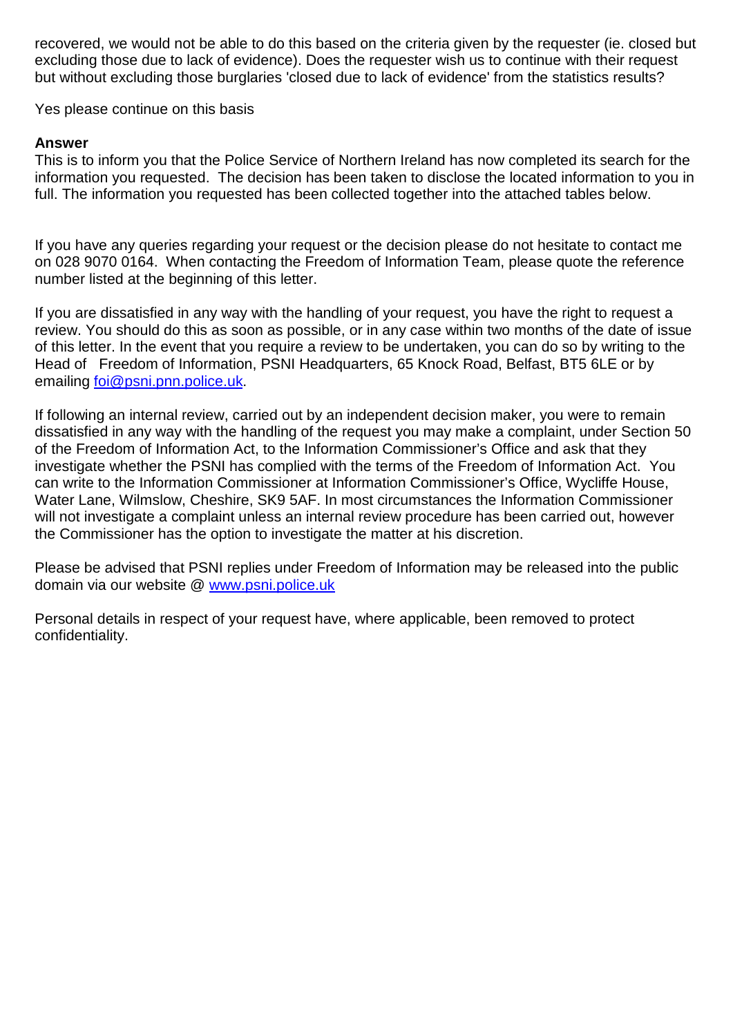recovered, we would not be able to do this based on the criteria given by the requester (ie. closed but excluding those due to lack of evidence). Does the requester wish us to continue with their request but without excluding those burglaries 'closed due to lack of evidence' from the statistics results?

Yes please continue on this basis

**Answer**

This is to inform you that the Police Service of Northern Ireland has now completed its search for the information you requested. The decision has been taken to disclose the located information to you in full. The information you requested has been collected together into the attached tables below.

If you have any queries regarding your request or the decision please do not hesitate to contact me on 028 9070 0164. When contacting the Freedom of Information Team, please quote the reference number listed at the beginning of this letter.

If you are dissatisfied in any way with the handling of your request, you have the right to request a review. You should do this as soon as possible, or in any case within two months of the date of issue of this letter. In the event that you require a review to be undertaken, you can do so by writing to the Head of Freedom of Information, PSNI Headquarters, 65 Knock Road, Belfast, BT5 6LE or by emailing [foi@psni.pnn.police.uk](mailto:foi@psni.pnn.police.uk).

If following an internal review, carried out by an independent decision maker, you were to remain dissatisfied in any way with the handling of the request you may make a complaint, under Section 50 of the Freedom of Information Act, to the Information Commissioner's Office and ask that they investigate whether the PSNI has complied with the terms of the Freedom of Information Act. You can write to the Information Commissioner at Information Commissioner's Office, Wycliffe House, Water Lane, Wilmslow, Cheshire, SK9 5AF. In most circumstances the Information Commissioner will not investigate a complaint unless an internal review procedure has been carried out, however the Commissioner has the option to investigate the matter at his discretion.

Please be advised that PSNI replies under Freedom of Information may be released into the public domain via our website @ [www.psni.police.uk](http://www.psni.police.uk)

Personal details in respect of your request have, where applicable, been removed to protect confidentiality.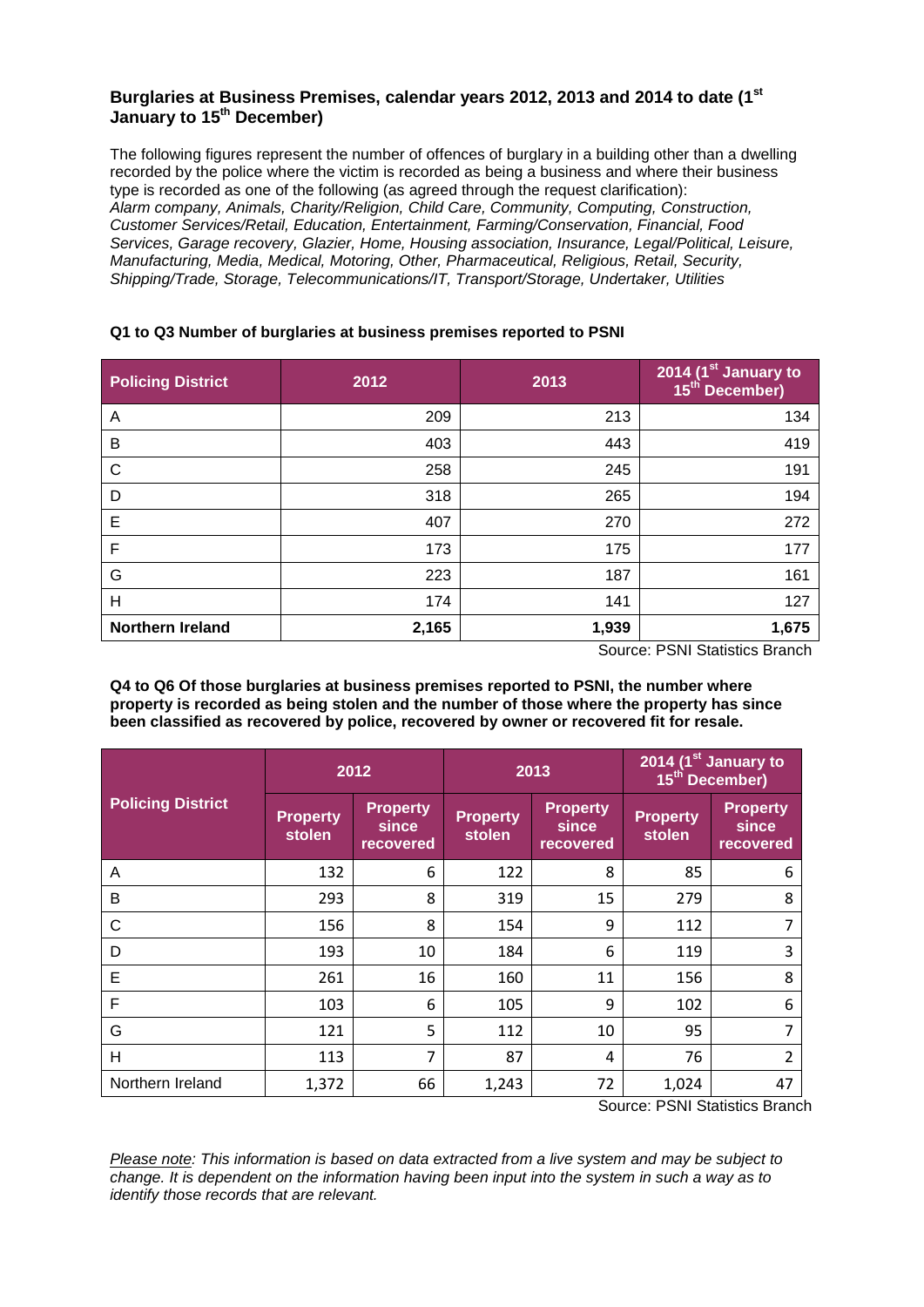## Burglaries at Business Premises, calendar years 2012, 2013 and 2014 to date (1st January to 15th December)

The following figures represent the number of offences of burglary in a building other than a dwelling recorded by the police where the victim is recorded as being a business and where their business type is recorded as one of the following (as agreed through the request clarification):
*Alarm company, Animals, Charity/Religion, Child Care, Community, Computing, Construction, Customer Services/Retail, Education, Entertainment, Farming/Conservation, Financial, Food Services, Garage recovery, Glazier, Home, Housing association, Insurance, Legal/Political, Leisure, Manufacturing, Media, Medical, Motoring, Other, Pharmaceutical, Religious, Retail, Security, Shipping/Trade, Storage, Telecommunications/IT, Transport/Storage, Undertaker, Utilities*

**Q1 to Q3 Number of burglaries at business premises reported to PSNI**

| Policing District | 2012 | 2013 | 2014 (1st January to 15th December) |
|---|---|---|---|
| A | 209 | 213 | 134 |
| B | 403 | 443 | 419 |
| C | 258 | 245 | 191 |
| D | 318 | 265 | 194 |
| E | 407 | 270 | 272 |
| F | 173 | 175 | 177 |
| G | 223 | 187 | 161 |
| H | 174 | 141 | 127 |
| **Northern Ireland** | **2,165** | **1,939** | **1,675** |

Source: PSNI Statistics Branch

**Q4 to Q6 Of those burglaries at business premises reported to PSNI, the number where property is recorded as being stolen and the number of those where the property has since been classified as recovered by police, recovered by owner or recovered fit for resale.**

| Policing District | 2012 | | 2013 | | 2014 (1st January to 15th December) | |
|---|---|---|---|---|---|---|
| | Property stolen | Property since recovered | Property stolen | Property since recovered | Property stolen | Property since recovered |
| A | 132 | 6 | 122 | 8 | 85 | 6 |
| B | 293 | 8 | 319 | 15 | 279 | 8 |
| C | 156 | 8 | 154 | 9 | 112 | 7 |
| D | 193 | 10 | 184 | 6 | 119 | 3 |
| E | 261 | 16 | 160 | 11 | 156 | 8 |
| F | 103 | 6 | 105 | 9 | 102 | 6 |
| G | 121 | 5 | 112 | 10 | 95 | 7 |
| H | 113 | 7 | 87 | 4 | 76 | 2 |
| Northern Ireland | 1,372 | 66 | 1,243 | 72 | 1,024 | 47 |

Source: PSNI Statistics Branch

*Please note: This information is based on data extracted from a live system and may be subject to change. It is dependent on the information having been input into the system in such a way as to identify those records that are relevant.*